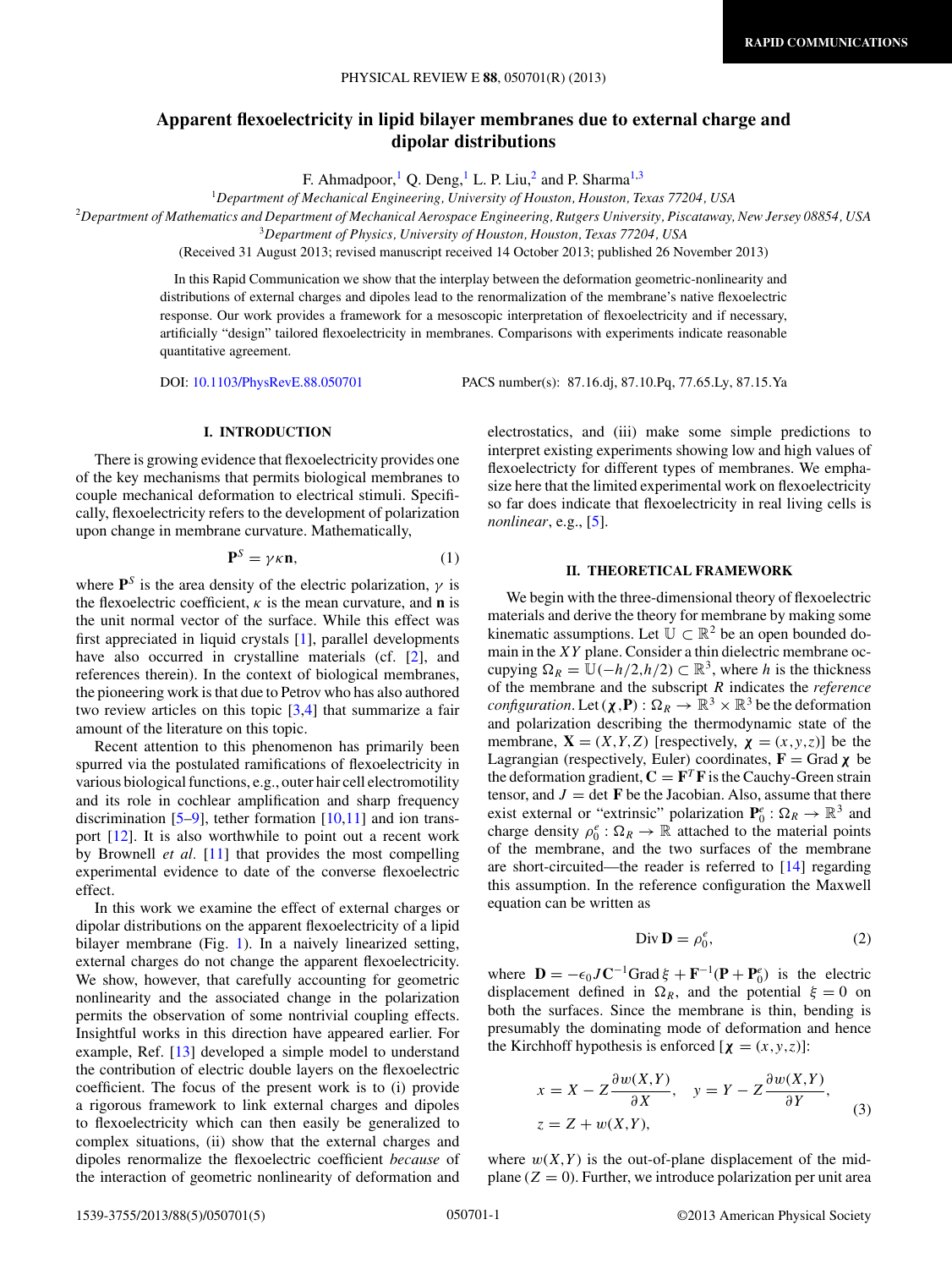# Apparent flexoelectricity in lipid bilayer membranes due to external charge and dipolar distributions

F. Ahmadpoor,[1] Q. Deng,[1] L. P. Liu,[2] and P. Sharma[1,3]

[1]*Department of Mechanical Engineering, University of Houston, Houston, Texas 77204, USA*

[2]*Department of Mathematics and Department of Mechanical Aerospace Engineering, Rutgers University, Piscataway, New Jersey 08854, USA*

[3]*Department of Physics, University of Houston, Houston, Texas 77204, USA*

(Received 31 August 2013; revised manuscript received 14 October 2013; published 26 November 2013)

In this Rapid Communication we show that the interplay between the deformation geometric-nonlinearity and distributions of external charges and dipoles lead to the renormalization of the membrane's native flexoelectric response. Our work provides a framework for a mesoscopic interpretation of flexoelectricity and if necessary, artificially "design" tailored flexoelectricity in membranes. Comparisons with experiments indicate reasonable quantitative agreement.

DOI: 10.1103/PhysRevE.88.050701 PACS number(s): 87.16.dj, 87.10.Pq, 77.65.Ly, 87.15.Ya

## I. INTRODUCTION

There is growing evidence that flexoelectricity provides one of the key mechanisms that permits biological membranes to couple mechanical deformation to electrical stimuli. Specifically, flexoelectricity refers to the development of polarization upon change in membrane curvature. Mathematically,

$$\mathbf{P}^S = \gamma \kappa \mathbf{n}, \tag{1}$$

where $\mathbf{P}^S$ is the area density of the electric polarization, $\gamma$ is the flexoelectric coefficient, $\kappa$ is the mean curvature, and $\mathbf{n}$ is the unit normal vector of the surface. While this effect was first appreciated in liquid crystals [1], parallel developments have also occurred in crystalline materials (cf. [2], and references therein). In the context of biological membranes, the pioneering work is that due to Petrov who has also authored two review articles on this topic [3,4] that summarize a fair amount of the literature on this topic.

Recent attention to this phenomenon has primarily been spurred via the postulated ramifications of flexoelectricity in various biological functions, e.g., outer hair cell electromotility and its role in cochlear amplification and sharp frequency discrimination [5–9], tether formation [10,11] and ion transport [12]. It is also worthwhile to point out a recent work by Brownell *et al.* [11] that provides the most compelling experimental evidence to date of the converse flexoelectric effect.

In this work we examine the effect of external charges or dipolar distributions on the apparent flexoelectricity of a lipid bilayer membrane (Fig. 1). In a naively linearized setting, external charges do not change the apparent flexoelectricity. We show, however, that carefully accounting for geometric nonlinearity and the associated change in the polarization permits the observation of some nontrivial coupling effects. Insightful works in this direction have appeared earlier. For example, Ref. [13] developed a simple model to understand the contribution of electric double layers on the flexoelectric coefficient. The focus of the present work is to (i) provide a rigorous framework to link external charges and dipoles to flexoelectricity which can then easily be generalized to complex situations, (ii) show that the external charges and dipoles renormalize the flexoelectric coefficient *because* of the interaction of geometric nonlinearity of deformation and electrostatics, and (iii) make some simple predictions to interpret existing experiments showing low and high values of flexoelectricty for different types of membranes. We emphasize here that the limited experimental work on flexoelectricity so far does indicate that flexoelectricity in real living cells is *nonlinear*, e.g., [5].

## II. THEORETICAL FRAMEWORK

We begin with the three-dimensional theory of flexoelectric materials and derive the theory for membrane by making some kinematic assumptions. Let $\mathbb{U} \subset \mathbb{R}^2$ be an open bounded domain in the $XY$ plane. Consider a thin dielectric membrane occupying $\Omega_R = \mathbb{U}(-h/2,h/2) \subset \mathbb{R}^3$, where $h$ is the thickness of the membrane and the subscript $R$ indicates the *reference configuration*. Let $(\boldsymbol{\chi},\mathbf{P}) : \Omega_R \to \mathbb{R}^3 \times \mathbb{R}^3$ be the deformation and polarization describing the thermodynamic state of the membrane, $\mathbf{X} = (X,Y,Z)$ [respectively, $\boldsymbol{\chi} = (x,y,z)$] be the Lagrangian (respectively, Euler) coordinates, $\mathbf{F} = \text{Grad}\,\boldsymbol{\chi}$ be the deformation gradient, $\mathbf{C} = \mathbf{F}^T\mathbf{F}$ is the Cauchy-Green strain tensor, and $J = \det \mathbf{F}$ be the Jacobian. Also, assume that there exist external or "extrinsic" polarization $\mathbf{P}_0^e : \Omega_R \to \mathbb{R}^3$ and charge density $\rho_0^e : \Omega_R \to \mathbb{R}$ attached to the material points of the membrane, and the two surfaces of the membrane are short-circuited—the reader is referred to [14] regarding this assumption. In the reference configuration the Maxwell equation can be written as

$$\text{Div}\,\mathbf{D} = \rho_0^e, \tag{2}$$

where $\mathbf{D} = -\epsilon_0 J \mathbf{C}^{-1}\text{Grad}\,\xi + \mathbf{F}^{-1}(\mathbf{P} + \mathbf{P}_0^e)$ is the electric displacement defined in $\Omega_R$, and the potential $\xi = 0$ on both the surfaces. Since the membrane is thin, bending is presumably the dominating mode of deformation and hence the Kirchhoff hypothesis is enforced [$\boldsymbol{\chi} = (x,y,z)$]:

$$x = X - Z\frac{\partial w(X,Y)}{\partial X}, \quad y = Y - Z\frac{\partial w(X,Y)}{\partial Y},$$
$$z = Z + w(X,Y), \tag{3}$$

where $w(X,Y)$ is the out-of-plane displacement of the midplane ($Z = 0$). Further, we introduce polarization per unit area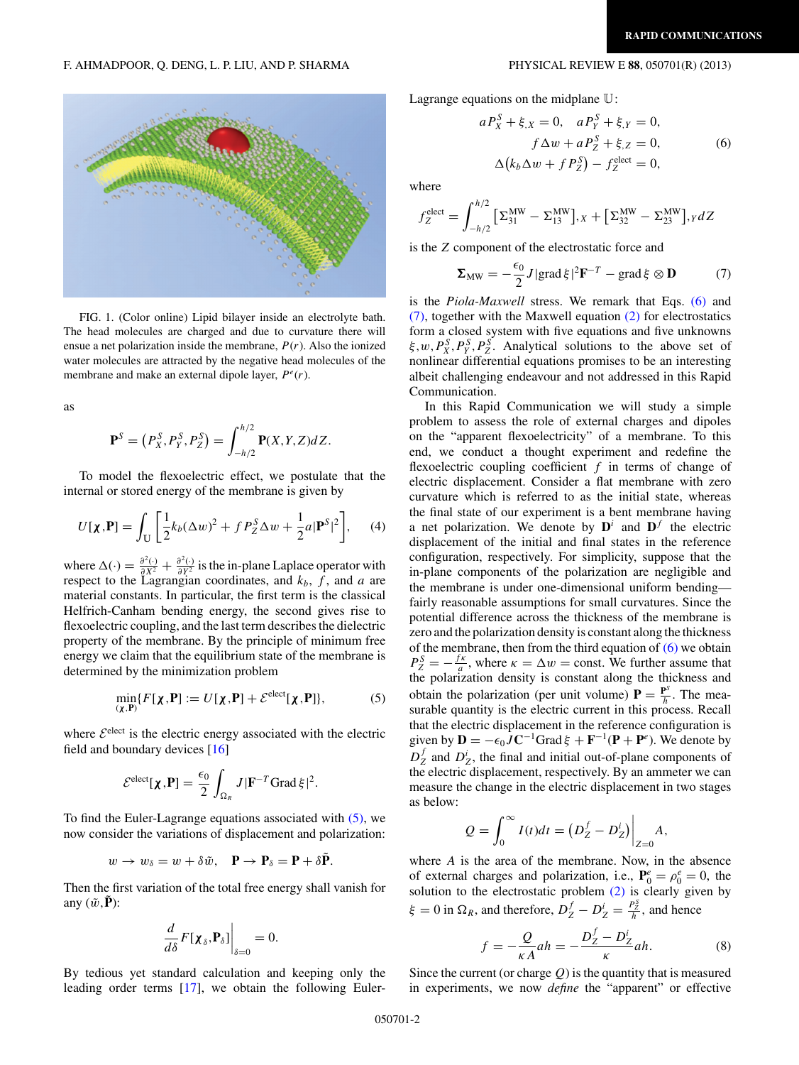FIG. 1. (Color online) Lipid bilayer inside an electrolyte bath. The head molecules are charged and due to curvature there will ensue a net polarization inside the membrane, $P(r)$. Also the ionized water molecules are attracted by the negative head molecules of the membrane and make an external dipole layer, $P^e(r)$.

as

$$\mathbf{P}^S = \left(P_X^S, P_Y^S, P_Z^S\right) = \int_{-h/2}^{h/2} \mathbf{P}(X,Y,Z)dZ.$$

To model the flexoelectric effect, we postulate that the internal or stored energy of the membrane is given by

$$U[\boldsymbol{\chi},\mathbf{P}] = \int_{\mathbb{U}} \left[\frac{1}{2}k_b(\Delta w)^2 + f P_Z^S \Delta w + \frac{1}{2}a|\mathbf{P}^S|^2\right], \tag{4}$$

where $\Delta(\cdot) = \frac{\partial^2(\cdot)}{\partial X^2} + \frac{\partial^2(\cdot)}{\partial Y^2}$ is the in-plane Laplace operator with respect to the Lagrangian coordinates, and $k_b$, $f$, and $a$ are material constants. In particular, the first term is the classical Helfrich-Canham bending energy, the second gives rise to flexoelectric coupling, and the last term describes the dielectric property of the membrane. By the principle of minimum free energy we claim that the equilibrium state of the membrane is determined by the minimization problem

$$\min_{(\boldsymbol{\chi},\mathbf{P})}\{F[\boldsymbol{\chi},\mathbf{P}] := U[\boldsymbol{\chi},\mathbf{P}] + \mathcal{E}^{\text{elect}}[\boldsymbol{\chi},\mathbf{P}]\}, \tag{5}$$

where $\mathcal{E}^{\text{elect}}$ is the electric energy associated with the electric field and boundary devices [16]

$$\mathcal{E}^{\text{elect}}[\boldsymbol{\chi},\mathbf{P}] = \frac{\epsilon_0}{2}\int_{\Omega_R} J|\mathbf{F}^{-T}\text{Grad}\,\xi|^2.$$

To find the Euler-Lagrange equations associated with (5), we now consider the variations of displacement and polarization:

$$w \to w_\delta = w + \delta\tilde{w}, \quad \mathbf{P} \to \mathbf{P}_\delta = \mathbf{P} + \delta\tilde{\mathbf{P}}.$$

Then the first variation of the total free energy shall vanish for any $(\tilde{w},\tilde{\mathbf{P}})$:

$$\frac{d}{d\delta}F[\boldsymbol{\chi}_\delta,\mathbf{P}_\delta]\bigg|_{\delta=0} = 0.$$

By tedious yet standard calculation and keeping only the leading order terms [17], we obtain the following Euler-Lagrange equations on the midplane $\mathbb{U}$:

$$\begin{gathered} aP_X^S + \xi_{,X} = 0, \quad aP_Y^S + \xi_{,Y} = 0, \\ f\Delta w + aP_Z^S + \xi_{,Z} = 0, \\ \Delta\left(k_b\Delta w + fP_Z^S\right) - f_Z^{\text{elect}} = 0, \end{gathered} \tag{6}$$

where

$$f_Z^{\text{elect}} = \int_{-h/2}^{h/2} \left[\Sigma_{31}^{\text{MW}} - \Sigma_{13}^{\text{MW}}\right]_{,X} + \left[\Sigma_{32}^{\text{MW}} - \Sigma_{23}^{\text{MW}}\right]_{,Y} dZ$$

is the $Z$ component of the electrostatic force and

$$\boldsymbol{\Sigma}_{\text{MW}} = -\frac{\epsilon_0}{2}J|\text{grad}\,\xi|^2\mathbf{F}^{-T} - \text{grad}\,\xi \otimes \mathbf{D} \tag{7}$$

is the *Piola-Maxwell* stress. We remark that Eqs. (6) and (7), together with the Maxwell equation (2) for electrostatics form a closed system with five equations and five unknowns $\xi, w, P_X^S, P_Y^S, P_Z^S$. Analytical solutions to the above set of nonlinear differential equations promises to be an interesting albeit challenging endeavour and not addressed in this Rapid Communication.

In this Rapid Communication we will study a simple problem to assess the role of external charges and dipoles on the "apparent flexoelectricity" of a membrane. To this end, we conduct a thought experiment and redefine the flexoelectric coupling coefficient $f$ in terms of change of electric displacement. Consider a flat membrane with zero curvature which is referred to as the initial state, whereas the final state of our experiment is a bent membrane having a net polarization. We denote by $\mathbf{D}^i$ and $\mathbf{D}^f$ the electric displacement of the initial and final states in the reference configuration, respectively. For simplicity, suppose that the in-plane components of the polarization are negligible and the membrane is under one-dimensional uniform bending—fairly reasonable assumptions for small curvatures. Since the potential difference across the thickness of the membrane is zero and the polarization density is constant along the thickness of the membrane, then from the third equation of (6) we obtain $P_Z^S = -\frac{f\kappa}{a}$, where $\kappa = \Delta w = \text{const}$. We further assume that the polarization density is constant along the thickness and obtain the polarization (per unit volume) $\mathbf{P} = \frac{\mathbf{P}^S}{h}$. The measurable quantity is the electric current in this process. Recall that the electric displacement in the reference configuration is given by $\mathbf{D} = -\epsilon_0 J\mathbf{C}^{-1}\text{Grad}\,\xi + \mathbf{F}^{-1}(\mathbf{P} + \mathbf{P}^e)$. We denote by $D_Z^f$ and $D_Z^i$, the final and initial out-of-plane components of the electric displacement, respectively. By an ammeter we can measure the change in the electric displacement in two stages as below:

$$Q = \int_0^\infty I(t)dt = \left(D_Z^f - D_Z^i\right)\bigg|_{Z=0} A,$$

where $A$ is the area of the membrane. Now, in the absence of external charges and polarization, i.e., $\mathbf{P}_0^e = \rho_0^e = 0$, the solution to the electrostatic problem (2) is clearly given by $\xi = 0$ in $\Omega_R$, and therefore, $D_Z^f - D_Z^i = \frac{P_Z^S}{h}$, and hence

$$f = -\frac{Q}{\kappa A}ah = -\frac{D_Z^f - D_Z^i}{\kappa}ah. \tag{8}$$

Since the current (or charge $Q$) is the quantity that is measured in experiments, we now *define* the "apparent" or effective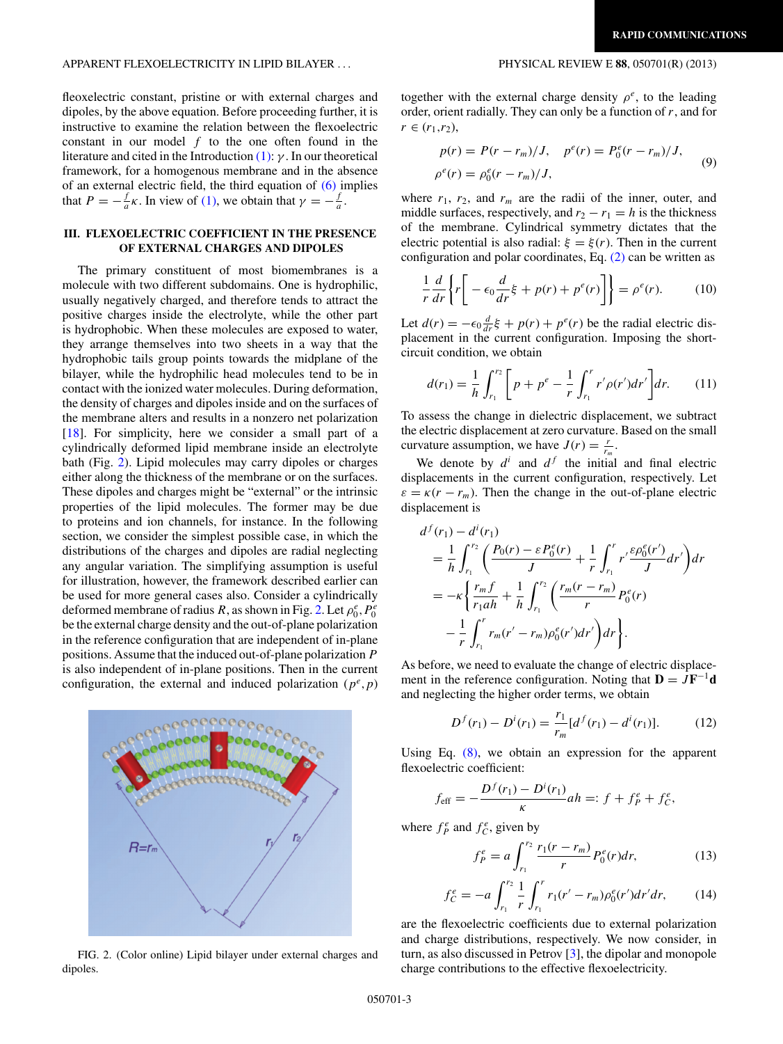fleoxelectric constant, pristine or with external charges and dipoles, by the above equation. Before proceeding further, it is instructive to examine the relation between the flexoelectric constant in our model $f$ to the one often found in the literature and cited in the Introduction (1): $\gamma$. In our theoretical framework, for a homogenous membrane and in the absence of an external electric field, the third equation of (6) implies that $P = -\frac{f}{a}\kappa$. In view of (1), we obtain that $\gamma = -\frac{f}{a}$.

## III. FLEXOELECTRIC COEFFICIENT IN THE PRESENCE OF EXTERNAL CHARGES AND DIPOLES

The primary constituent of most biomembranes is a molecule with two different subdomains. One is hydrophilic, usually negatively charged, and therefore tends to attract the positive charges inside the electrolyte, while the other part is hydrophobic. When these molecules are exposed to water, they arrange themselves into two sheets in a way that the hydrophobic tails group points towards the midplane of the bilayer, while the hydrophilic head molecules tend to be in contact with the ionized water molecules. During deformation, the density of charges and dipoles inside and on the surfaces of the membrane alters and results in a nonzero net polarization [18]. For simplicity, here we consider a small part of a cylindrically deformed lipid membrane inside an electrolyte bath (Fig. 2). Lipid molecules may carry dipoles or charges either along the thickness of the membrane or on the surfaces. These dipoles and charges might be "external" or the intrinsic properties of the lipid molecules. The former may be due to proteins and ion channels, for instance. In the following section, we consider the simplest possible case, in which the distributions of the charges and dipoles are radial neglecting any angular variation. The simplifying assumption is useful for illustration, however, the framework described earlier can be used for more general cases also. Consider a cylindrically deformed membrane of radius $R$, as shown in Fig. 2. Let $\rho_0^e, P_0^e$ be the external charge density and the out-of-plane polarization in the reference configuration that are independent of in-plane positions. Assume that the induced out-of-plane polarization $P$ is also independent of in-plane positions. Then in the current configuration, the external and induced polarization $(p^e, p)$ together with the external charge density $\rho^e$, to the leading order, orient radially. They can only be a function of $r$, and for $r \in (r_1, r_2)$,

FIG. 2. (Color online) Lipid bilayer under external charges and dipoles.

$$p(r) = P(r - r_m)/J, \quad p^e(r) = P_0^e(r - r_m)/J,$$
$$\rho^e(r) = \rho_0^e(r - r_m)/J, \tag{9}$$

where $r_1$, $r_2$, and $r_m$ are the radii of the inner, outer, and middle surfaces, respectively, and $r_2 - r_1 = h$ is the thickness of the membrane. Cylindrical symmetry dictates that the electric potential is also radial: $\xi = \xi(r)$. Then in the current configuration and polar coordinates, Eq. (2) can be written as

$$\frac{1}{r}\frac{d}{dr}\left\{r\left[-\epsilon_0\frac{d}{dr}\xi + p(r) + p^e(r)\right]\right\} = \rho^e(r). \tag{10}$$

Let $d(r) = -\epsilon_0\frac{d}{dr}\xi + p(r) + p^e(r)$ be the radial electric displacement in the current configuration. Imposing the short-circuit condition, we obtain

$$d(r_1) = \frac{1}{h}\int_{r_1}^{r_2}\left[p + p^e - \frac{1}{r}\int_{r_1}^{r} r'\rho(r')dr'\right]dr. \tag{11}$$

To assess the change in dielectric displacement, we subtract the electric displacement at zero curvature. Based on the small curvature assumption, we have $J(r) = \frac{r}{r_m}$.

We denote by $d^i$ and $d^f$ the initial and final electric displacements in the current configuration, respectively. Let $\varepsilon = \kappa(r - r_m)$. Then the change in the out-of-plane electric displacement is

$$\begin{aligned}
&d^f(r_1) - d^i(r_1)\\
&= \frac{1}{h}\int_{r_1}^{r_2}\left(\frac{P_0(r) - \varepsilon P_0^e(r)}{J} + \frac{1}{r}\int_{r_1}^{r} r'\frac{\varepsilon\rho_0^e(r')}{J}dr'\right)dr\\
&= -\kappa\left\{\frac{r_m f}{r_1 a h} + \frac{1}{h}\int_{r_1}^{r_2}\left(\frac{r_m(r - r_m)}{r}P_0^e(r)\right.\right.\\
&\quad \left.\left. - \frac{1}{r}\int_{r_1}^{r} r_m(r' - r_m)\rho_0^e(r')dr'\right)dr\right\}.
\end{aligned}$$

As before, we need to evaluate the change of electric displacement in the reference configuration. Noting that $\mathbf{D} = J\mathbf{F}^{-1}\mathbf{d}$ and neglecting the higher order terms, we obtain

$$D^f(r_1) - D^i(r_1) = \frac{r_1}{r_m}[d^f(r_1) - d^i(r_1)]. \tag{12}$$

Using Eq. (8), we obtain an expression for the apparent flexoelectric coefficient:

$$f_{\text{eff}} = -\frac{D^f(r_1) - D^i(r_1)}{\kappa}ah =: f + f_P^e + f_C^e,$$

where $f_P^e$ and $f_C^e$, given by

$$f_P^e = a\int_{r_1}^{r_2}\frac{r_1(r - r_m)}{r}P_0^e(r)dr, \tag{13}$$

$$f_C^e = -a\int_{r_1}^{r_2}\frac{1}{r}\int_{r_1}^{r} r_1(r' - r_m)\rho_0^e(r')dr'dr, \tag{14}$$

are the flexoelectric coefficients due to external polarization and charge distributions, respectively. We now consider, in turn, as also discussed in Petrov [3], the dipolar and monopole charge contributions to the effective flexoelectricity.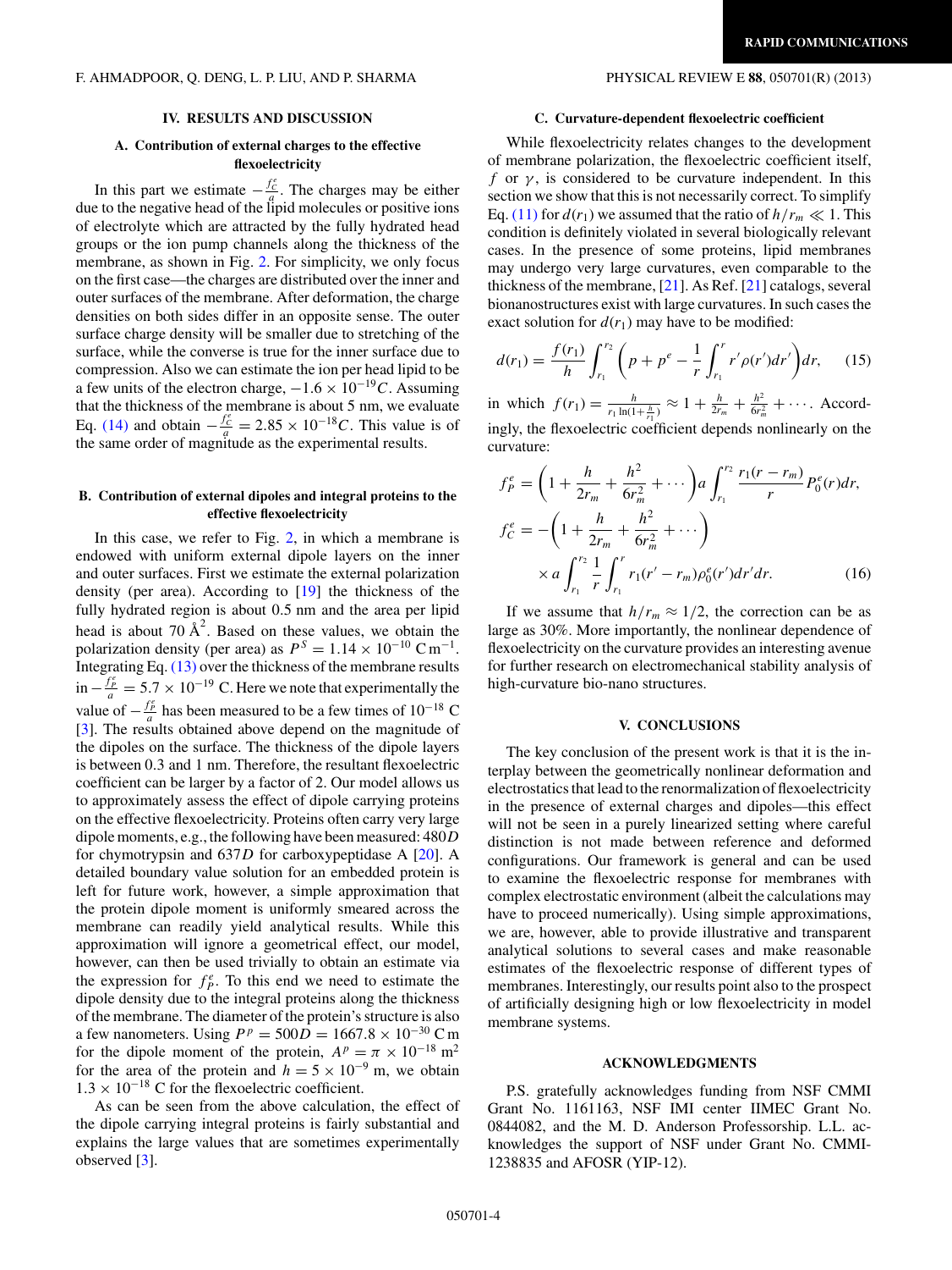## IV. RESULTS AND DISCUSSION

### A. Contribution of external charges to the effective flexoelectricity

In this part we estimate $-\frac{f_C^e}{a}$. The charges may be either due to the negative head of the lipid molecules or positive ions of electrolyte which are attracted by the fully hydrated head groups or the ion pump channels along the thickness of the membrane, as shown in Fig. 2. For simplicity, we only focus on the first case—the charges are distributed over the inner and outer surfaces of the membrane. After deformation, the charge densities on both sides differ in an opposite sense. The outer surface charge density will be smaller due to stretching of the surface, while the converse is true for the inner surface due to compression. Also we can estimate the ion per head lipid to be a few units of the electron charge, $-1.6 \times 10^{-19} C$. Assuming that the thickness of the membrane is about 5 nm, we evaluate Eq. (14) and obtain $-\frac{f_C^e}{a} = 2.85 \times 10^{-18} C$. This value is of the same order of magnitude as the experimental results.

### B. Contribution of external dipoles and integral proteins to the effective flexoelectricity

In this case, we refer to Fig. 2, in which a membrane is endowed with uniform external dipole layers on the inner and outer surfaces. First we estimate the external polarization density (per area). According to [19] the thickness of the fully hydrated region is about 0.5 nm and the area per lipid head is about 70 $\text{Å}^2$. Based on these values, we obtain the polarization density (per area) as $P^S = 1.14 \times 10^{-10}\ \text{C m}^{-1}$. Integrating Eq. (13) over the thickness of the membrane results in $-\frac{f_P^e}{a} = 5.7 \times 10^{-19}$ C. Here we note that experimentally the value of $-\frac{f_P^e}{a}$ has been measured to be a few times of $10^{-18}$ C [3]. The results obtained above depend on the magnitude of the dipoles on the surface. The thickness of the dipole layers is between 0.3 and 1 nm. Therefore, the resultant flexoelectric coefficient can be larger by a factor of 2. Our model allows us to approximately assess the effect of dipole carrying proteins on the effective flexoelectricity. Proteins often carry very large dipole moments, e.g., the following have been measured: $480D$ for chymotrypsin and $637D$ for carboxypeptidase A [20]. A detailed boundary value solution for an embedded protein is left for future work, however, a simple approximation that the protein dipole moment is uniformly smeared across the membrane can readily yield analytical results. While this approximation will ignore a geometrical effect, our model, however, can then be used trivially to obtain an estimate via the expression for $f_P^e$. To this end we need to estimate the dipole density due to the integral proteins along the thickness of the membrane. The diameter of the protein's structure is also a few nanometers. Using $P^p = 500D = 1667.8 \times 10^{-30}$ C m for the dipole moment of the protein, $A^p = \pi \times 10^{-18}\ \text{m}^2$ for the area of the protein and $h = 5 \times 10^{-9}$ m, we obtain $1.3 \times 10^{-18}$ C for the flexoelectric coefficient.

As can be seen from the above calculation, the effect of the dipole carrying integral proteins is fairly substantial and explains the large values that are sometimes experimentally observed [3].

### C. Curvature-dependent flexoelectric coefficient

While flexoelectricity relates changes to the development of membrane polarization, the flexoelectric coefficient itself, $f$ or $\gamma$, is considered to be curvature independent. In this section we show that this is not necessarily correct. To simplify Eq. (11) for $d(r_1)$ we assumed that the ratio of $h/r_m \ll 1$. This condition is definitely violated in several biologically relevant cases. In the presence of some proteins, lipid membranes may undergo very large curvatures, even comparable to the thickness of the membrane, [21]. As Ref. [21] catalogs, several bionanostructures exist with large curvatures. In such cases the exact solution for $d(r_1)$ may have to be modified:

$$d(r_1) = \frac{f(r_1)}{h} \int_{r_1}^{r_2} \left( p + p^e - \frac{1}{r} \int_{r_1}^{r} r' \rho(r') dr' \right) dr, \tag{15}$$

in which $f(r_1) = \frac{h}{r_1 \ln(1+\frac{h}{r_1})} \approx 1 + \frac{h}{2r_m} + \frac{h^2}{6r_m^2} + \cdots$. Accordingly, the flexoelectric coefficient depends nonlinearly on the curvature:

$$\begin{aligned} f_P^e &= \left( 1 + \frac{h}{2r_m} + \frac{h^2}{6r_m^2} + \cdots \right) a \int_{r_1}^{r_2} \frac{r_1(r - r_m)}{r} P_0^e(r) dr, \\ f_C^e &= -\left( 1 + \frac{h}{2r_m} + \frac{h^2}{6r_m^2} + \cdots \right) \\ &\quad \times a \int_{r_1}^{r_2} \frac{1}{r} \int_{r_1}^{r} r_1(r' - r_m) \rho_0^e(r') dr' dr. \end{aligned} \tag{16}$$

If we assume that $h/r_m \approx 1/2$, the correction can be as large as 30%. More importantly, the nonlinear dependence of flexoelectricity on the curvature provides an interesting avenue for further research on electromechanical stability analysis of high-curvature bio-nano structures.

## V. CONCLUSIONS

The key conclusion of the present work is that it is the interplay between the geometrically nonlinear deformation and electrostatics that lead to the renormalization of flexoelectricity in the presence of external charges and dipoles—this effect will not be seen in a purely linearized setting where careful distinction is not made between reference and deformed configurations. Our framework is general and can be used to examine the flexoelectric response for membranes with complex electrostatic environment (albeit the calculations may have to proceed numerically). Using simple approximations, we are, however, able to provide illustrative and transparent analytical solutions to several cases and make reasonable estimates of the flexoelectric response of different types of membranes. Interestingly, our results point also to the prospect of artificially designing high or low flexoelectricity in model membrane systems.

## ACKNOWLEDGMENTS

P.S. gratefully acknowledges funding from NSF CMMI Grant No. 1161163, NSF IMI center IIMEC Grant No. 0844082, and the M. D. Anderson Professorship. L.L. acknowledges the support of NSF under Grant No. CMMI-1238835 and AFOSR (YIP-12).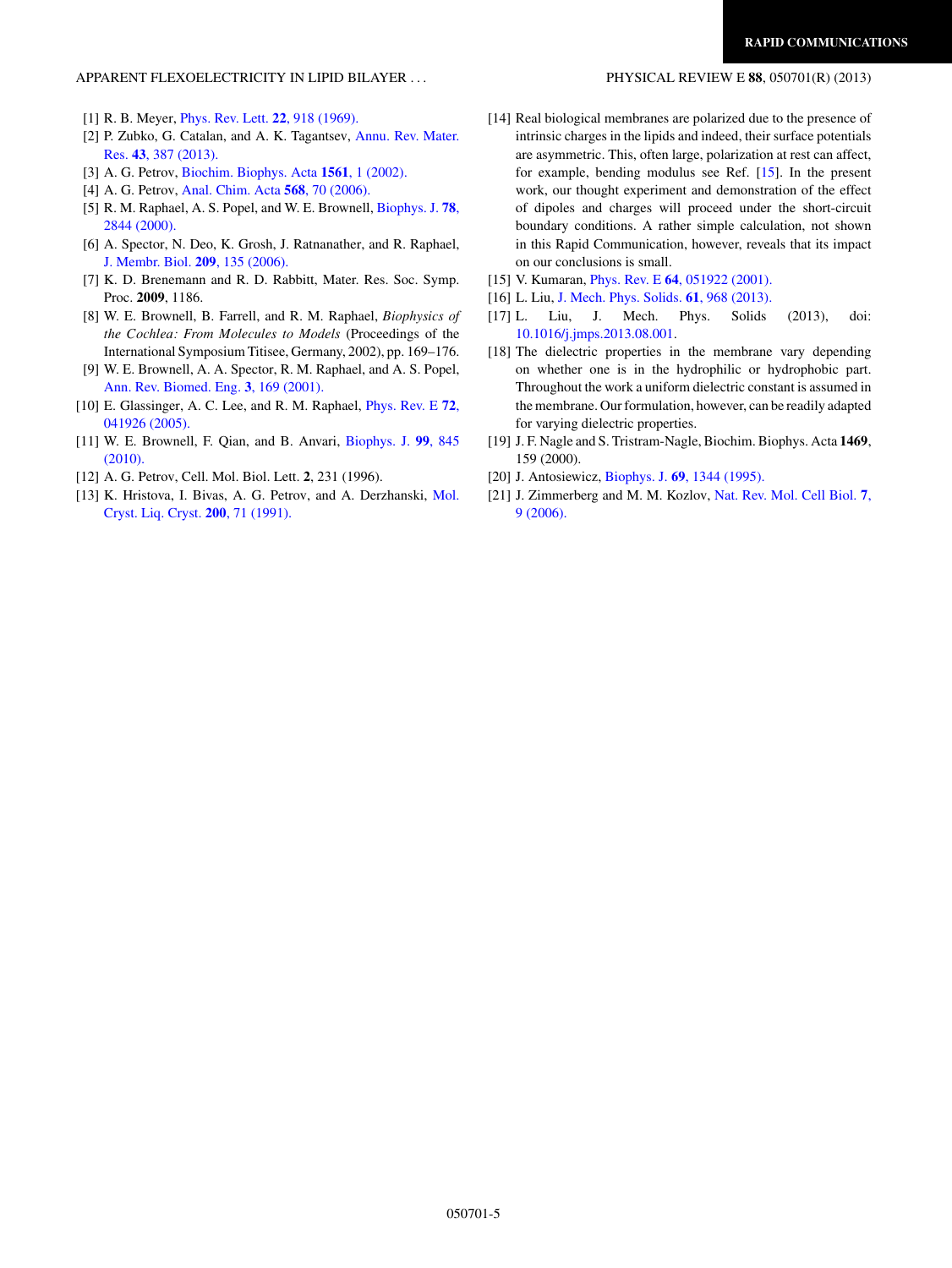[1] R. B. Meyer, Phys. Rev. Lett. **22**, 918 (1969).

[2] P. Zubko, G. Catalan, and A. K. Tagantsev, Annu. Rev. Mater. Res. **43**, 387 (2013).

[3] A. G. Petrov, Biochim. Biophys. Acta **1561**, 1 (2002).

[4] A. G. Petrov, Anal. Chim. Acta **568**, 70 (2006).

[5] R. M. Raphael, A. S. Popel, and W. E. Brownell, Biophys. J. **78**, 2844 (2000).

[6] A. Spector, N. Deo, K. Grosh, J. Ratnanather, and R. Raphael, J. Membr. Biol. **209**, 135 (2006).

[7] K. D. Brenemann and R. D. Rabbitt, Mater. Res. Soc. Symp. Proc. **2009**, 1186.

[8] W. E. Brownell, B. Farrell, and R. M. Raphael, *Biophysics of the Cochlea: From Molecules to Models* (Proceedings of the International Symposium Titisee, Germany, 2002), pp. 169–176.

[9] W. E. Brownell, A. A. Spector, R. M. Raphael, and A. S. Popel, Ann. Rev. Biomed. Eng. **3**, 169 (2001).

[10] E. Glassinger, A. C. Lee, and R. M. Raphael, Phys. Rev. E **72**, 041926 (2005).

[11] W. E. Brownell, F. Qian, and B. Anvari, Biophys. J. **99**, 845 (2010).

[12] A. G. Petrov, Cell. Mol. Biol. Lett. **2**, 231 (1996).

[13] K. Hristova, I. Bivas, A. G. Petrov, and A. Derzhanski, Mol. Cryst. Liq. Cryst. **200**, 71 (1991).

[14] Real biological membranes are polarized due to the presence of intrinsic charges in the lipids and indeed, their surface potentials are asymmetric. This, often large, polarization at rest can affect, for example, bending modulus see Ref. [15]. In the present work, our thought experiment and demonstration of the effect of dipoles and charges will proceed under the short-circuit boundary conditions. A rather simple calculation, not shown in this Rapid Communication, however, reveals that its impact on our conclusions is small.

[15] V. Kumaran, Phys. Rev. E **64**, 051922 (2001).

[16] L. Liu, J. Mech. Phys. Solids. **61**, 968 (2013).

[17] L. Liu, J. Mech. Phys. Solids (2013), doi: 10.1016/j.jmps.2013.08.001.

[18] The dielectric properties in the membrane vary depending on whether one is in the hydrophilic or hydrophobic part. Throughout the work a uniform dielectric constant is assumed in the membrane. Our formulation, however, can be readily adapted for varying dielectric properties.

[19] J. F. Nagle and S. Tristram-Nagle, Biochim. Biophys. Acta **1469**, 159 (2000).

[20] J. Antosiewicz, Biophys. J. **69**, 1344 (1995).

[21] J. Zimmerberg and M. M. Kozlov, Nat. Rev. Mol. Cell Biol. **7**, 9 (2006).